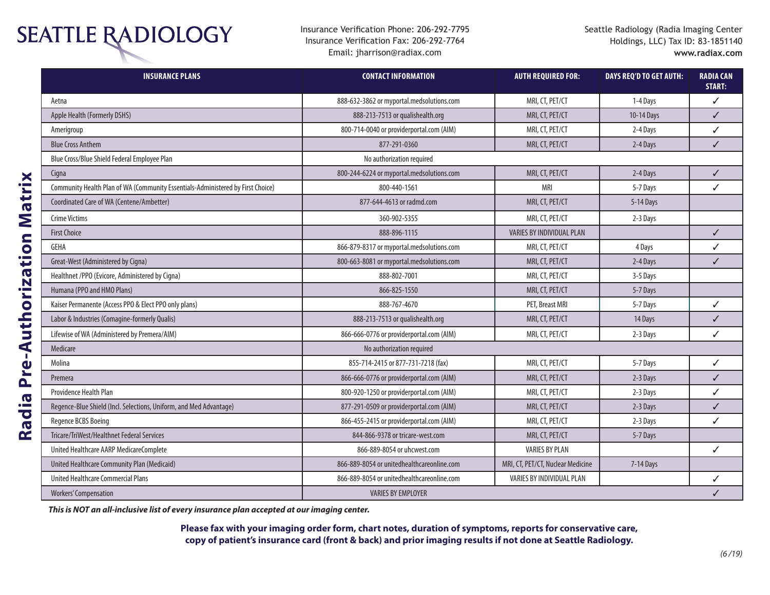# SEATTLE RADIOLOGY

Insurance Verification Phone: 206-292-7795
Insurance Verification Fax: 206-292-7764
Email: jharrison@radiax.com

Seattle Radiology (Radia Imaging Center Holdings, LLC) Tax ID: 83-1851140
**www.radiax.com**

## Radia Pre-Authorization Matrix

| INSURANCE PLANS | CONTACT INFORMATION | AUTH REQUIRED FOR: | DAYS REQ'D TO GET AUTH: | RADIA CAN START: |
|---|---|---|---|---|
| Aetna | 888-632-3862 or myportal.medsolutions.com | MRI, CT, PET/CT | 1-4 Days | ✓ |
| Apple Health (Formerly DSHS) | 888-213-7513 or qualishealth.org | MRI, CT, PET/CT | 10-14 Days | ✓ |
| Amerigroup | 800-714-0040 or providerportal.com (AIM) | MRI, CT, PET/CT | 2-4 Days | ✓ |
| Blue Cross Anthem | 877-291-0360 | MRI, CT, PET/CT | 2-4 Days | ✓ |
| Blue Cross/Blue Shield Federal Employee Plan | No authorization required | | | |
| Cigna | 800-244-6224 or myportal.medsolutions.com | MRI, CT, PET/CT | 2-4 Days | ✓ |
| Community Health Plan of WA (Community Essentials-Administered by First Choice) | 800-440-1561 | MRI | 5-7 Days | ✓ |
| Coordinated Care of WA (Centene/Ambetter) | 877-644-4613 or radmd.com | MRI, CT, PET/CT | 5-14 Days | |
| Crime Victims | 360-902-5355 | MRI, CT, PET/CT | 2-3 Days | |
| First Choice | 888-896-1115 | VARIES BY INDIVIDUAL PLAN | | ✓ |
| GEHA | 866-879-8317 or myportal.medsolutions.com | MRI, CT, PET/CT | 4 Days | ✓ |
| Great-West (Administered by Cigna) | 800-663-8081 or myportal.medsolutions.com | MRI, CT, PET/CT | 2-4 Days | ✓ |
| Healthnet /PPO (Evicore, Administered by Cigna) | 888-802-7001 | MRI, CT, PET/CT | 3-5 Days | |
| Humana (PPO and HMO Plans) | 866-825-1550 | MRI, CT, PET/CT | 5-7 Days | |
| Kaiser Permanente (Access PPO & Elect PPO only plans) | 888-767-4670 | PET, Breast MRI | 5-7 Days | ✓ |
| Labor & Industries (Comagine-formerly Qualis) | 888-213-7513 or qualishealth.org | MRI, CT, PET/CT | 14 Days | ✓ |
| Lifewise of WA (Administered by Premera/AIM) | 866-666-0776 or providerportal.com (AIM) | MRI, CT, PET/CT | 2-3 Days | ✓ |
| Medicare | No authorization required | | | |
| Molina | 855-714-2415 or 877-731-7218 (fax) | MRI, CT, PET/CT | 5-7 Days | ✓ |
| Premera | 866-666-0776 or providerportal.com (AIM) | MRI, CT, PET/CT | 2-3 Days | ✓ |
| Providence Health Plan | 800-920-1250 or providerportal.com (AIM) | MRI, CT, PET/CT | 2-3 Days | ✓ |
| Regence-Blue Shield (Incl. Selections, Uniform, and Med Advantage) | 877-291-0509 or providerportal.com (AIM) | MRI, CT, PET/CT | 2-3 Days | ✓ |
| Regence BCBS Boeing | 866-455-2415 or providerportal.com (AIM) | MRI, CT, PET/CT | 2-3 Days | ✓ |
| Tricare/TriWest/Healthnet Federal Services | 844-866-9378 or tricare-west.com | MRI, CT, PET/CT | 5-7 Days | |
| United Healthcare AARP MedicareComplete | 866-889-8054 or uhcwest.com | VARIES BY PLAN | | ✓ |
| United Healthcare Community Plan (Medicaid) | 866-889-8054 or unitedhealthcareonline.com | MRI, CT, PET/CT, Nuclear Medicine | 7-14 Days | |
| United Healthcare Commercial Plans | 866-889-8054 or unitedhealthcareonline.com | VARIES BY INDIVIDUAL PLAN | | ✓ |
| Workers' Compensation | VARIES BY EMPLOYER | | | ✓ |

***This is NOT an all-inclusive list of every insurance plan accepted at our imaging center.***

**Please fax with your imaging order form, chart notes, duration of symptoms, reports for conservative care, copy of patient's insurance card (front & back) and prior imaging results if not done at Seattle Radiology.**

*(6 /19)*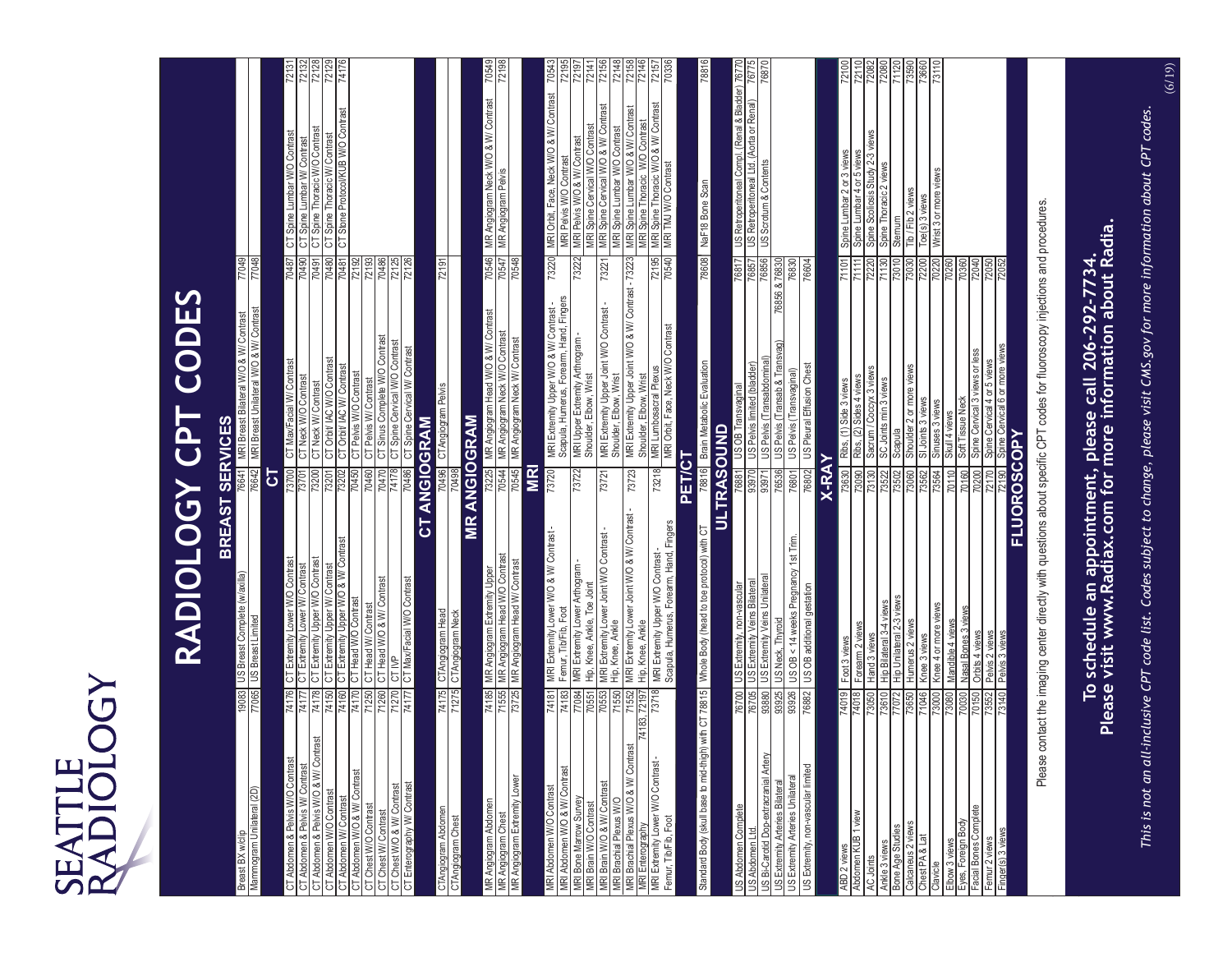SEATTLE RADIOLOGY

# RADIOLOGY CPT CODES

## BREAST SERVICES

| | | | | | |
|---|---|---|---|---|---|
| Breast BX w/clip | 19083 | US Breast Complete (w/axilla) | 76641 | MRI Breast Bilateral W/O & W/ Contrast | 77049 |
| Mammogram Unilateral (2D) | 77065 | US Breast Limited | 76642 | MRI Breast Unilateral W/O & W/ Contrast | 77048 |

## CT

| | | | | | | | |
|---|---|---|---|---|---|---|---|
| CT Abdomen & Pelvis W/O Contrast | 74176 | CT Extremity Lower W/O Contrast | 73700 | CT Max/Facial W/ Contrast | 70487 | CT Spine Lumbar W/O Contrast | 72131 |
| CT Abdomen & Pelvis W/ Contrast | 74177 | CT Extremity Lower W/ Contrast | 73701 | CT Neck W/O Contrast | 70490 | CT Spine Lumbar W/ Contrast | 72132 |
| CT Abdomen & Pelvis W/O & W/ Contrast | 74178 | CT Extremity Upper W/O Contrast | 73200 | CT Neck W/ Contrast | 70491 | CT Spine Thoracic W/O Contrast | 72128 |
| CT Abdomen W/O Contrast | 74150 | CT Extremity Upper W/ Contrast | 73201 | CT Orbit/ IAC W/O Contrast | 70480 | CT Spine Thoracic W/ Contrast | 72129 |
| CT Abdomen W/ Contrast | 74160 | CT Extremity Upper W/O & W/ Contrast | 73202 | CT Orbit/ IAC W/ Contrast | 70481 | CT Stone Protocol/KUB W/O Contrast | 74176 |
| CT Abdomen W/O & W/ Contrast | 74170 | CT Head W/O Contrast | 70450 | CT Pelvis W/O Contrast | 72192 | | |
| CT Chest W/O Contrast | 71250 | CT Head W/ Contrast | 70460 | CT Pelvis W/ Contrast | 72193 | | |
| CT Chest W/ Contrast | 71260 | CT Head W/O & W/ Contrast | 70470 | CT Sinus Complete W/O Contrast | 70486 | | |
| CT Chest W/O & W/ Contrast | 71270 | CT IVP | 74178 | CT Spine Cervical W/O Contrast | 72125 | | |
| CT Enterography W/ Contrast | 74177 | CT Max/Facial W/O Contrast | 70486 | CT Spine Cervical W/ Contrast | 72126 | | |

## CT ANGIOGRAM

| | | | | | |
|---|---|---|---|---|---|
| CTAngiogram Abdomen | 74175 | CTAngiogram Head | 70496 | CTAngiogram Pelvis | 72191 |
| CTAngiogram Chest | 71275 | CTAngiogram Neck | 70498 | | |

## MR ANGIOGRAM

| | | | | | | | |
|---|---|---|---|---|---|---|---|
| MR Angiogram Abdomen | 74185 | MR Angiogram Extremity Upper | 73225 | MR Angiogram Head W/O & W/ Contrast | 70546 | MR Angiogram Neck W/O & W/ Contrast | 70549 |
| MR Angiogram Chest | 71555 | MR Angiogram Head W/O Contrast | 70544 | MR Angiogram Neck W/O Contrast | 70547 | MR Angiogram Pelvis | 72198 |
| MR Angiogram Extremity Lower | 73725 | MR Angiogram Head W/ Contrast | 70545 | MR Angiogram Neck W/ Contrast | 70548 | | |

## MRI

| | | | | | | | |
|---|---|---|---|---|---|---|---|
| MRI Abdomen W/O Contrast | 74181 | MRI Extremity Lower W/O & W/ Contrast - Femur, Tib/Fib, Foot | 73720 | MRI Extremity Upper W/O & W/ Contrast - Scapula, Humerus, Forearm, Hand, Fingers | 73220 | MRI Orbit, Face, Neck W/O & W/ Contrast | 70543 |
| MRI Abdomen W/O & W/ Contrast | 74183 | MRI Extremity Lower Arthrogram - Hip, Knee, Ankle, Toe Joint | 73722 | MRI Upper Extremity Arthrogram - Shoulder, Elbow, Wrist | 73222 | MRI Pelvis W/O Contrast | 72195 |
| MRI Bone Marrow Survey | 77084 | MRI Extremity Lower Joint W/O Contrast - Hip, Knee, Ankle | 73721 | MRI Extremity Upper Joint W/O Contrast - Shoulder, Elbow, Wrist | 73221 | MRI Pelvis W/O & W/ Contrast | 72197 |
| MRI Brain W/O Contrast | 70551 | MRI Extremity Lower Joint W/O & W/ Contrast - Hip, Knee, Ankle | 73723 | MRI Extremity Upper Joint W/O & W/ Contrast - Shoulder, Elbow, Wrist | 73223 | MRI Spine Cervical W/O Contrast | 72141 |
| MRI Brain W/O & W/ Contrast | 70553 | MRI Extremity Upper W/O Contrast - Scapula, Humerus, Forearm, Hand, Fingers | 73218 | MRI Lumbosacral Plexus | 72195 | MRI Spine Cervical W/O & W/ Contrast | 72156 |
| MRI Brachial Plexus W/O | 71550 | | | MRI Orbit, Face, Neck W/O Contrast | 70540 | MRI Spine Lumbar W/O Contrast | 72148 |
| MRI Brachial Plexus W/O & W/ Contrast | 71552 | | | | | MRI Spine Lumbar W/O & W/ Contrast | 72158 |
| MRI Enterography | 74183, 72197 | | | | | MRI Spine Thoracic W/O Contrast | 72146 |
| MRI Extremity Lower W/O Contrast - Femur, Tib/Fib, Foot | 73718 | | | | | MRI Spine Thoracic W/O & W/ Contrast | 72157 |
| | | | | | | MRI TMJ W/O Contrast | 70336 |

## PET/CT

| | | | | | | | |
|---|---|---|---|---|---|---|---|
| Standard Body (skull base to mid-thigh) with CT | 78815 | Whole Body (head to toe protocol) with CT | 78816 | Brain Metabolic Evaluation | 78608 | NaF18 Bone Scan | 78816 |

## ULTRASOUND

| | | | | | | | |
|---|---|---|---|---|---|---|---|
| US Abdomen Complete | 76700 | US Extremity, non-vascular | 76881 | US OB Transvaginal | 76817 | US Retroperitoneal Compl. (Renal & Bladder) | 76770 |
| US Abdomen Ltd. | 76705 | US Extremity Veins Bilateral | 93970 | US Pelvis limited (bladder) | 76857 | US Retroperitoneal Ltd. (Aorta or Renal) | 76775 |
| US Bi-Carotid Dop-extracranial Artery | 93880 | US Extremity Veins Unilateral | 93971 | US Pelvis (Transabdominal) | 76856 | US Scrotum & Contents | 76870 |
| US Extremity Arteries Bilateral | 93925 | US Neck, Thyroid | 76536 | US Pelvis (Transab & Transvag) | 76856 & 76830 | | |
| US Extremity Arteries Unilateral | 93926 | US OB < 14 weeks Pregnancy 1st Trim. | 76801 | US Pelvis (Transvaginal) | 76830 | | |
| US Extremity, non-vascular limited | 76882 | US OB additional gestation | 76802 | US Pleural Effusion Chest | 76604 | | |

## X-RAY

| | | | | | | | |
|---|---|---|---|---|---|---|---|
| ABD 2 views | 74019 | Foot 3 views | 73630 | Ribs, (1) Side 3 views | 71101 | Spine Lumbar 2 or 3 views | 72100 |
| Abdomen KUB 1 view | 74018 | Forearm 2 views | 73090 | Ribs, (2) Sides 4 views | 71111 | Spine Lumbar 4 or 5 views | 72110 |
| AC Joints | 73050 | Hand 3 views | 73130 | Sacrum / Coccyx 3 views | 72220 | Spine Scoliosis Study 2-3 views | 72082 |
| Ankle 3 views | 73610 | Hip Bilateral 3-4 views | 73522 | SC Joints min 3 views | 71130 | Spine Thoracic 2 views | 72080 |
| Bone Age Studies | 77072 | Hip Unilateral 2-3 views | 73502 | Scapula | 73010 | Sternum | 71120 |
| Calcaneus 2 views | 73650 | Humerus 2 views | 73060 | Shoulder 2 or more views | 73030 | Tib / Fib 2 views | 73590 |
| Chest PA & Lat | 71046 | Knee 3 views | 73562 | SI Joints 3 views | 72200 | Toe(s) 3 views | 73660 |
| Clavicle | 73000 | Knee 4 or more views | 73564 | Sinuses 3 views | 70220 | Wrist 3 or more views | 73110 |
| Elbow 3 views | 73080 | Mandible 4 views | 70110 | Skull 4 views | 70260 | | |
| Eyes, Foreign Body | 70030 | Nasal Bones 3 views | 70160 | Soft Tissue Neck | 70360 | | |
| Facial Bones Complete | 70150 | Orbits 4 views | 70200 | Spine Cervical 3 views or less | 72040 | | |
| Femur 2 views | 73552 | Pelvis 2 views | 72170 | Spine Cervical 4 or 5 views | 72050 | | |
| Finger(s) 3 views | 73140 | Pelvis 3 views | 72190 | Spine Cervical 6 or more views | 72052 | | |

## FLUOROSCOPY

Please contact the imaging center directly with questions about specific CPT codes for fluoroscopy injections and procedures.

**To schedule an appointment, please call 206-292-7734.**
**Please visit www.Radiax.com for more information about Radia.**

*This is not an all-inclusive CPT code list. Codes subject to change, please visit CMS.gov for more information about CPT codes.*

(6/19)